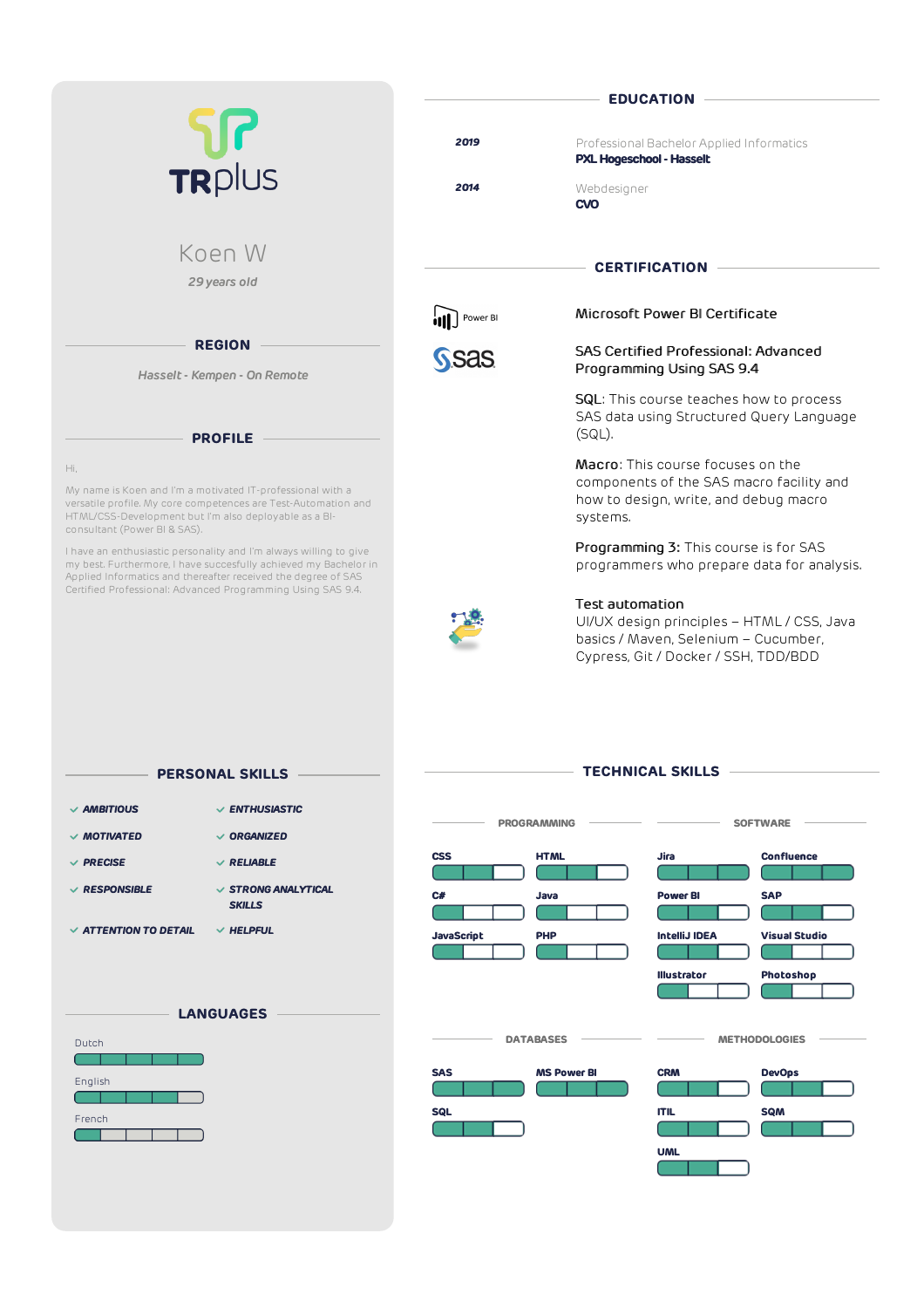TRplus

# Koen W

*29 years old*

## REGION

*Hasselt - Kempen - On Remote*

## PROFILE

Hi,

My name is Koen and I'm a motivated IT-professional with a versatile profile. My core competences are Test-Automation and HTML/CSS-Development but I'm also deployable as a BI-consultant (Power BI & SAS).

I have an enthusiastic personality and I'm always willing to give my best. Furthermore, I have succesfully achieved my Bachelor in Applied Informatics and thereafter received the degree of SAS Certified Professional: Advanced Programming Using SAS 9.4.

## PERSONAL SKILLS

- *AMBITIOUS*
- *ENTHUSIASTIC*
- *MOTIVATED*
- *ORGANIZED*
- *PRECISE*
- *RELIABLE*
- *RESPONSIBLE*
- *STRONG ANALYTICAL SKILLS*
- *ATTENTION TO DETAIL*
- *HELPFUL*

## LANGUAGES

- Dutch
- English
- French

## EDUCATION

***2019*** — Professional Bachelor Applied Informatics
**PXL Hogeschool - Hasselt**

***2014*** — Webdesigner
**CVO**

## CERTIFICATION

Power BI — Microsoft Power BI Certificate

sas — SAS Certified Professional: Advanced Programming Using SAS 9.4

SQL: This course teaches how to process SAS data using Structured Query Language (SQL).

Macro: This course focuses on the components of the SAS macro facility and how to design, write, and debug macro systems.

Programming 3: This course is for SAS programmers who prepare data for analysis.

Test automation
UI/UX design principles – HTML / CSS, Java basics / Maven, Selenium – Cucumber, Cypress, Git / Docker / SSH, TDD/BDD

## TECHNICAL SKILLS

### PROGRAMMING

- CSS
- HTML
- C#
- Java
- JavaScript
- PHP

### SOFTWARE

- Jira
- Confluence
- Power BI
- SAP
- IntelliJ IDEA
- Visual Studio
- Illustrator
- Photoshop

### DATABASES

- SAS
- MS Power BI
- SQL

### METHODOLOGIES

- CRM
- DevOps
- ITIL
- SQM
- UML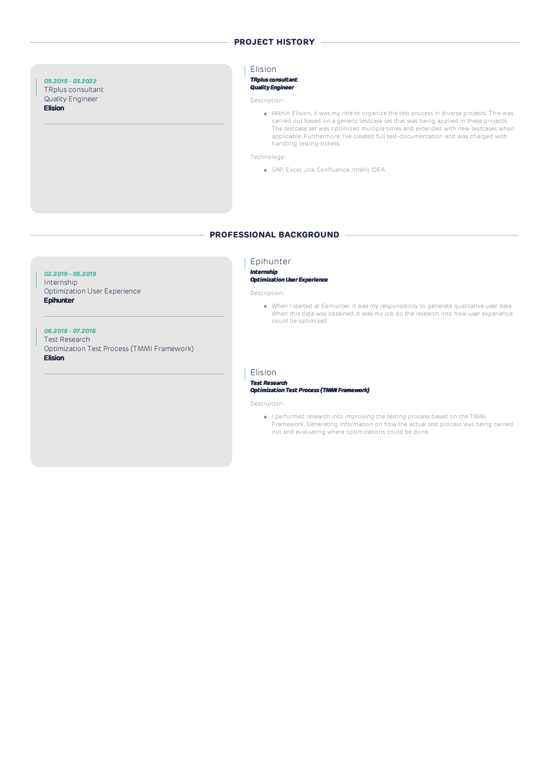## PROJECT HISTORY

*09.2019 - 03.2022*
TRplus consultant
Quality Engineer
**Elision**

### Elision

***TRplus consultant***
***Quality Engineer***

Description:

- Within Elision, it was my role to organize the test process in diverse projects. This was carried out based on a generic testcase set that was being applied in these projects. The testcase set was optimized multiple times and extended with new testcases when applicable. Furthermore, I've created full test-documentation and was charged with handling testing-tickets.

Technology:

- SAP, Excel, Jira, Confluence, Intellij IDEA

## PROFESSIONAL BACKGROUND

*02.2019 - 05.2019*
Internship
Optimization User Experience
**Epihunter**

*06.2018 - 07.2018*
Test Research
Optimization Test Process (TMMI Framework)
**Elision**

### Epihunter

***Internship***
***Optimization User Experience***

Description:

- When I started at Epihunter, it was my responsibility to generate qualitative user data. When this data was obtained, it was my job do the research into how user experience could be optimized.

### Elision

***Test Research***
***Optimization Test Process (TMMI Framework)***

Description:

- I performed research into improving the testing process based on the TMMi Framework. Generating information on how the actual test process was being carried out and evaluating where optimizations could be done.